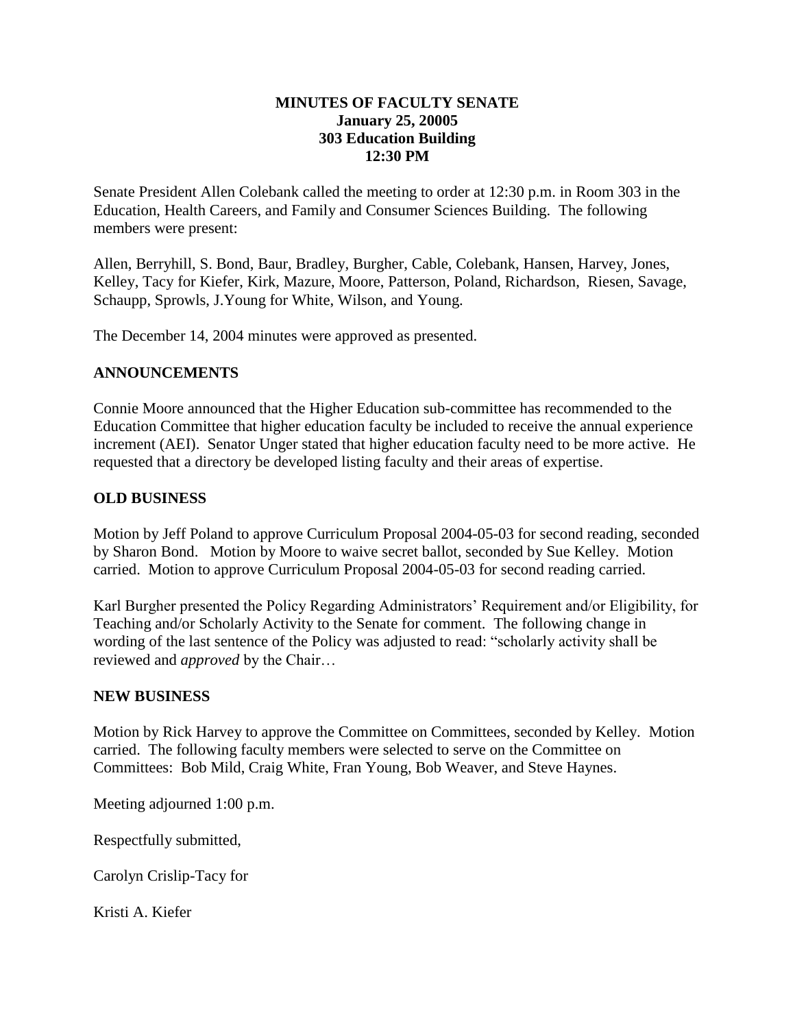# MINUTES OF FACULTY SENATE
**January 25, 20005**
**303 Education Building**
**12:30 PM**

Senate President Allen Colebank called the meeting to order at 12:30 p.m. in Room 303 in the Education, Health Careers, and Family and Consumer Sciences Building. The following members were present:

Allen, Berryhill, S. Bond, Baur, Bradley, Burgher, Cable, Colebank, Hansen, Harvey, Jones, Kelley, Tacy for Kiefer, Kirk, Mazure, Moore, Patterson, Poland, Richardson, Riesen, Savage, Schaupp, Sprowls, J.Young for White, Wilson, and Young.

The December 14, 2004 minutes were approved as presented.

## ANNOUNCEMENTS

Connie Moore announced that the Higher Education sub-committee has recommended to the Education Committee that higher education faculty be included to receive the annual experience increment (AEI). Senator Unger stated that higher education faculty need to be more active. He requested that a directory be developed listing faculty and their areas of expertise.

## OLD BUSINESS

Motion by Jeff Poland to approve Curriculum Proposal 2004-05-03 for second reading, seconded by Sharon Bond. Motion by Moore to waive secret ballot, seconded by Sue Kelley. Motion carried. Motion to approve Curriculum Proposal 2004-05-03 for second reading carried.

Karl Burgher presented the Policy Regarding Administrators' Requirement and/or Eligibility, for Teaching and/or Scholarly Activity to the Senate for comment. The following change in wording of the last sentence of the Policy was adjusted to read: "scholarly activity shall be reviewed and *approved* by the Chair…

## NEW BUSINESS

Motion by Rick Harvey to approve the Committee on Committees, seconded by Kelley. Motion carried. The following faculty members were selected to serve on the Committee on Committees: Bob Mild, Craig White, Fran Young, Bob Weaver, and Steve Haynes.

Meeting adjourned 1:00 p.m.

Respectfully submitted,

Carolyn Crislip-Tacy for

Kristi A. Kiefer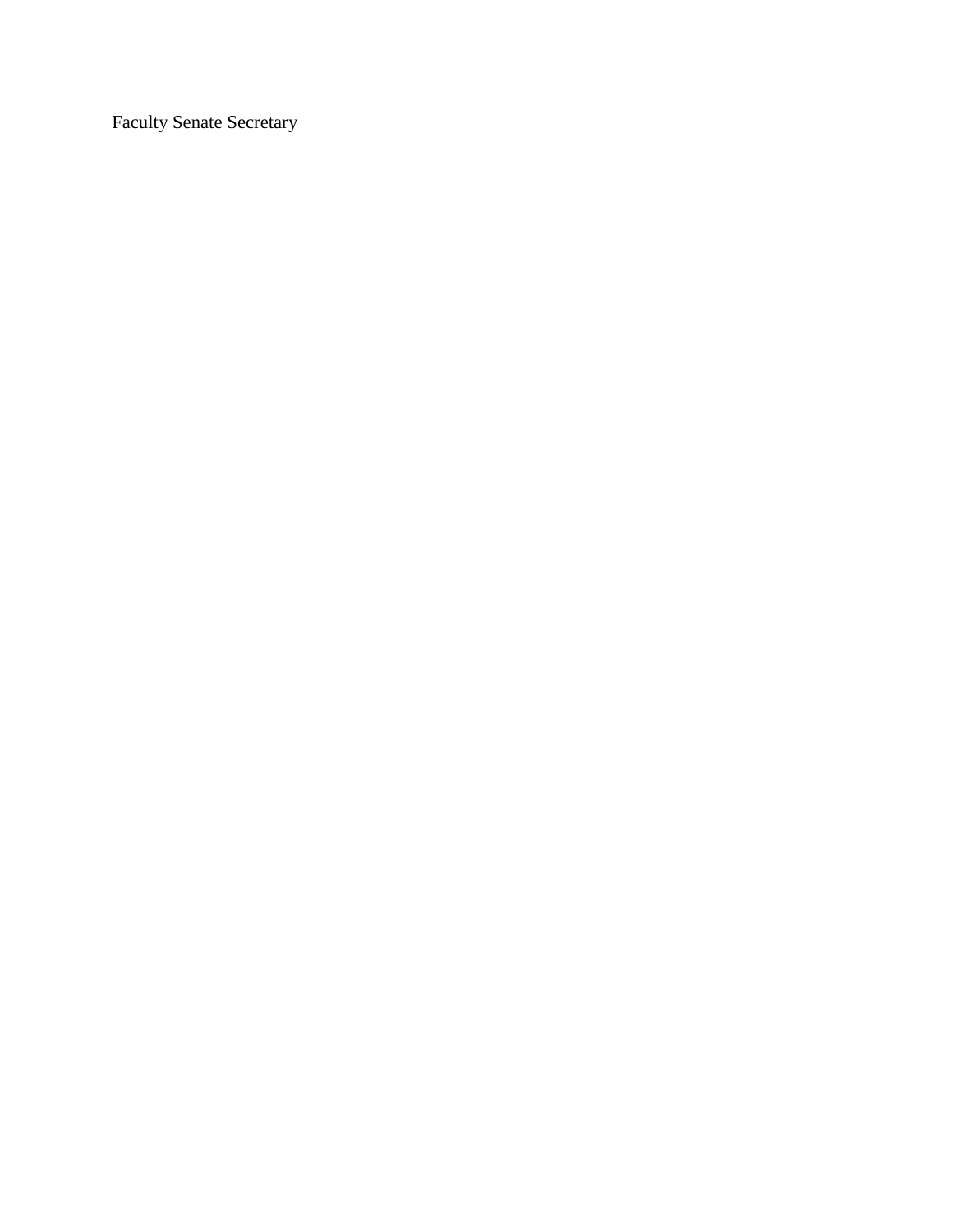Faculty Senate Secretary